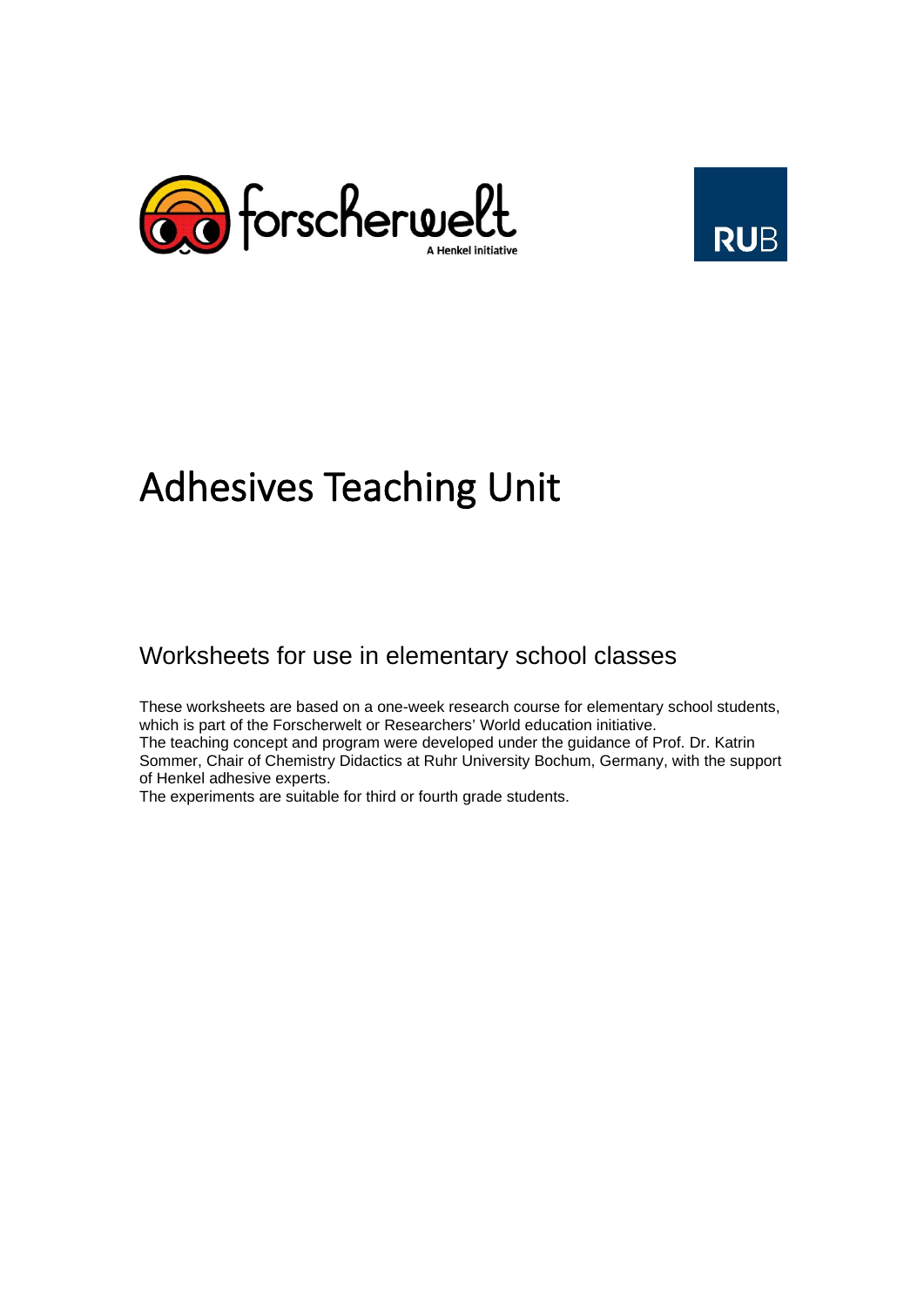# Adhesives Teaching Unit

## Worksheets for use in elementary school classes

These worksheets are based on a one-week research course for elementary school students, which is part of the Forscherwelt or Researchers' World education initiative.
The teaching concept and program were developed under the guidance of Prof. Dr. Katrin Sommer, Chair of Chemistry Didactics at Ruhr University Bochum, Germany, with the support of Henkel adhesive experts.
The experiments are suitable for third or fourth grade students.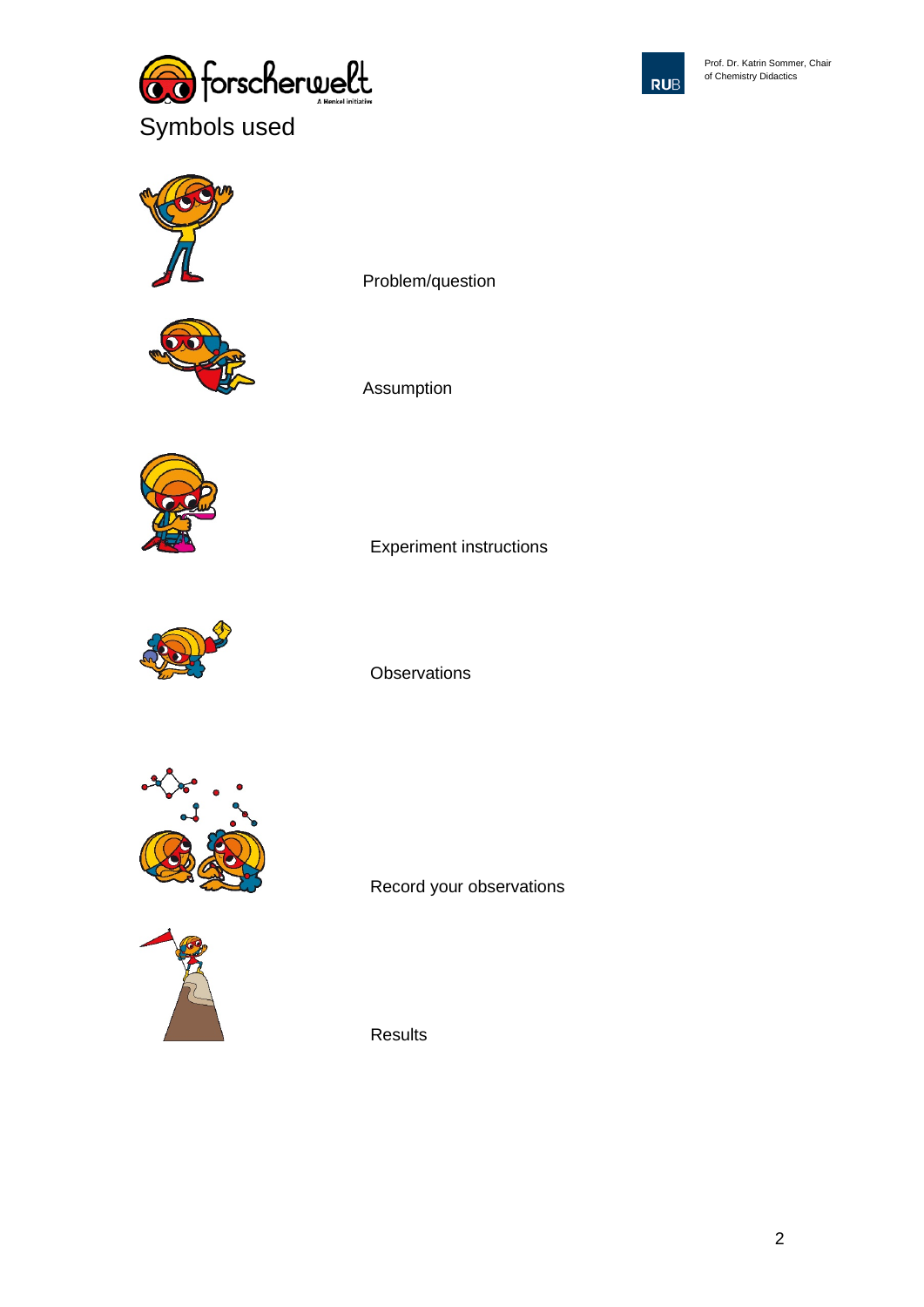# Symbols used

Problem/question

Assumption

Experiment instructions

Observations

Record your observations

Results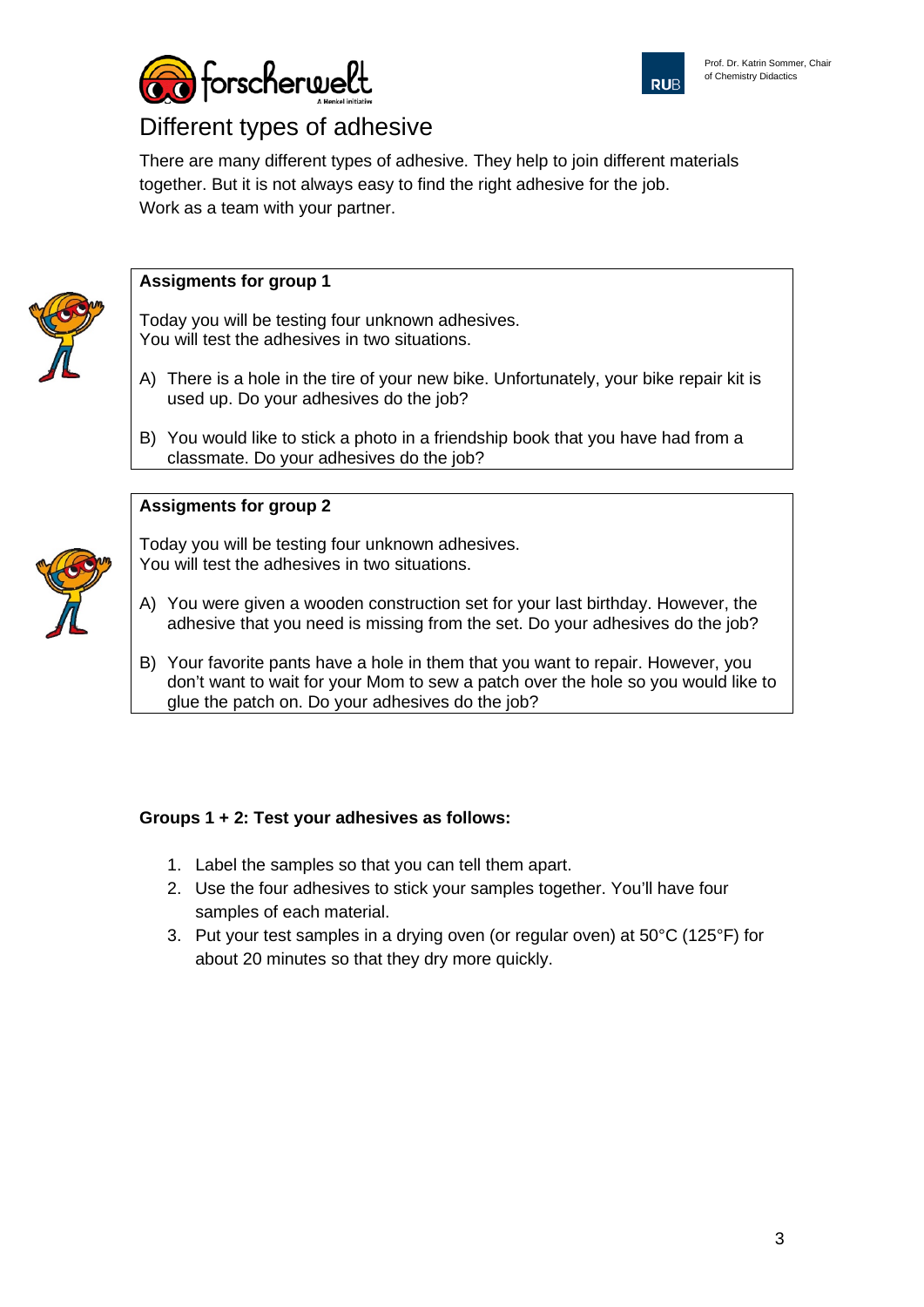# Different types of adhesive

There are many different types of adhesive. They help to join different materials together. But it is not always easy to find the right adhesive for the job.
Work as a team with your partner.

**Assignments for group 1**

Today you will be testing four unknown adhesives.
You will test the adhesives in two situations.

A) There is a hole in the tire of your new bike. Unfortunately, your bike repair kit is used up. Do your adhesives do the job?

B) You would like to stick a photo in a friendship book that you have had from a classmate. Do your adhesives do the job?

**Assignments for group 2**

Today you will be testing four unknown adhesives.
You will test the adhesives in two situations.

A) You were given a wooden construction set for your last birthday. However, the adhesive that you need is missing from the set. Do your adhesives do the job?

B) Your favorite pants have a hole in them that you want to repair. However, you don't want to wait for your Mom to sew a patch over the hole so you would like to glue the patch on. Do your adhesives do the job?

**Groups 1 + 2: Test your adhesives as follows:**

1. Label the samples so that you can tell them apart.
2. Use the four adhesives to stick your samples together. You'll have four samples of each material.
3. Put your test samples in a drying oven (or regular oven) at 50°C (125°F) for about 20 minutes so that they dry more quickly.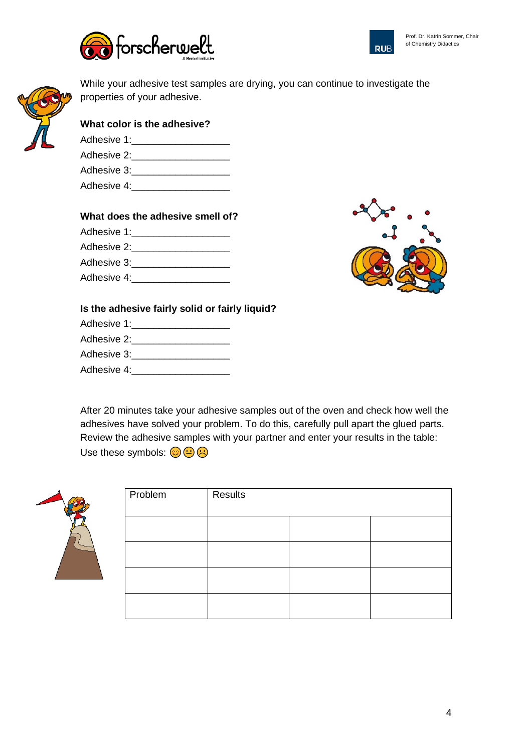While your adhesive test samples are drying, you can continue to investigate the properties of your adhesive.

**What color is the adhesive?**

Adhesive 1:__________________

Adhesive 2:__________________

Adhesive 3:__________________

Adhesive 4:__________________

**What does the adhesive smell of?**

Adhesive 1:__________________

Adhesive 2:__________________

Adhesive 3:__________________

Adhesive 4:__________________

**Is the adhesive fairly solid or fairly liquid?**

Adhesive 1:__________________

Adhesive 2:__________________

Adhesive 3:__________________

Adhesive 4:__________________

After 20 minutes take your adhesive samples out of the oven and check how well the adhesives have solved your problem. To do this, carefully pull apart the glued parts. Review the adhesive samples with your partner and enter your results in the table:
Use these symbols: 😊 😐 ☹

| Problem | Results | | |
|---|---|---|---|
| | | | |
| | | | |
| | | | |
| | | | |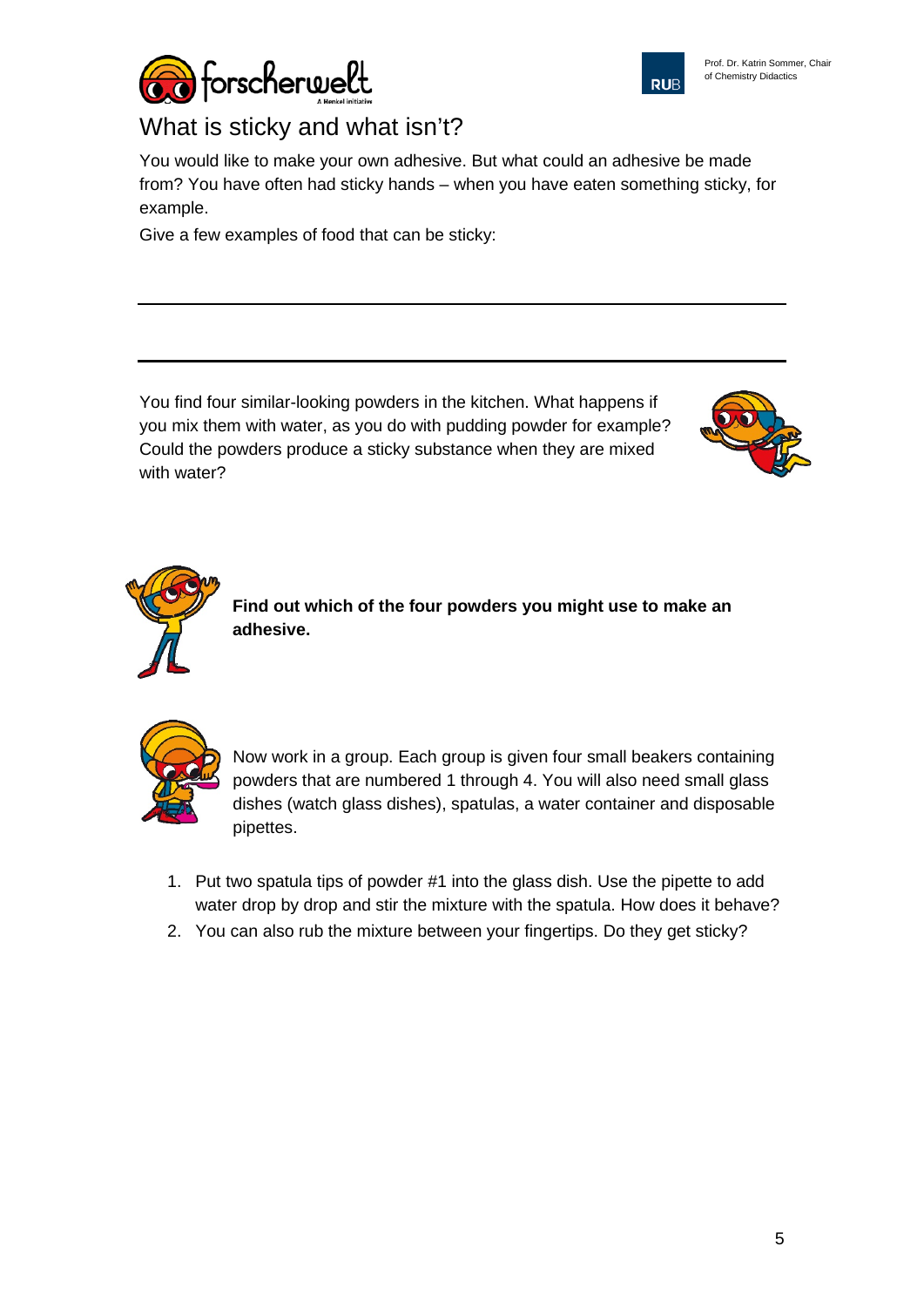# What is sticky and what isn't?

You would like to make your own adhesive. But what could an adhesive be made from? You have often had sticky hands – when you have eaten something sticky, for example.

Give a few examples of food that can be sticky:

You find four similar-looking powders in the kitchen. What happens if you mix them with water, as you do with pudding powder for example? Could the powders produce a sticky substance when they are mixed with water?

**Find out which of the four powders you might use to make an adhesive.**

Now work in a group. Each group is given four small beakers containing powders that are numbered 1 through 4. You will also need small glass dishes (watch glass dishes), spatulas, a water container and disposable pipettes.

1. Put two spatula tips of powder #1 into the glass dish. Use the pipette to add water drop by drop and stir the mixture with the spatula. How does it behave?
2. You can also rub the mixture between your fingertips. Do they get sticky?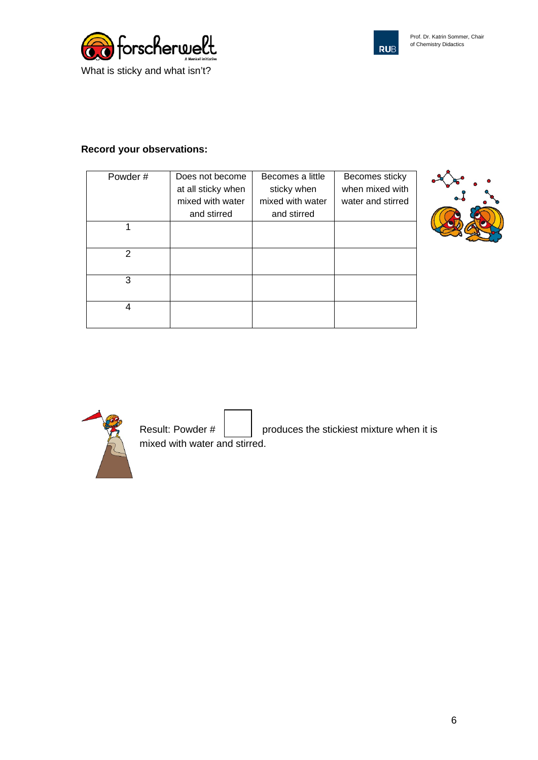What is sticky and what isn't?

**Record your observations:**

| Powder # | Does not become at all sticky when mixed with water and stirred | Becomes a little sticky when mixed with water and stirred | Becomes sticky when mixed with water and stirred |
|---|---|---|---|
| 1 | | | |
| 2 | | | |
| 3 | | | |
| 4 | | | |

Result: Powder # ☐ produces the stickiest mixture when it is mixed with water and stirred.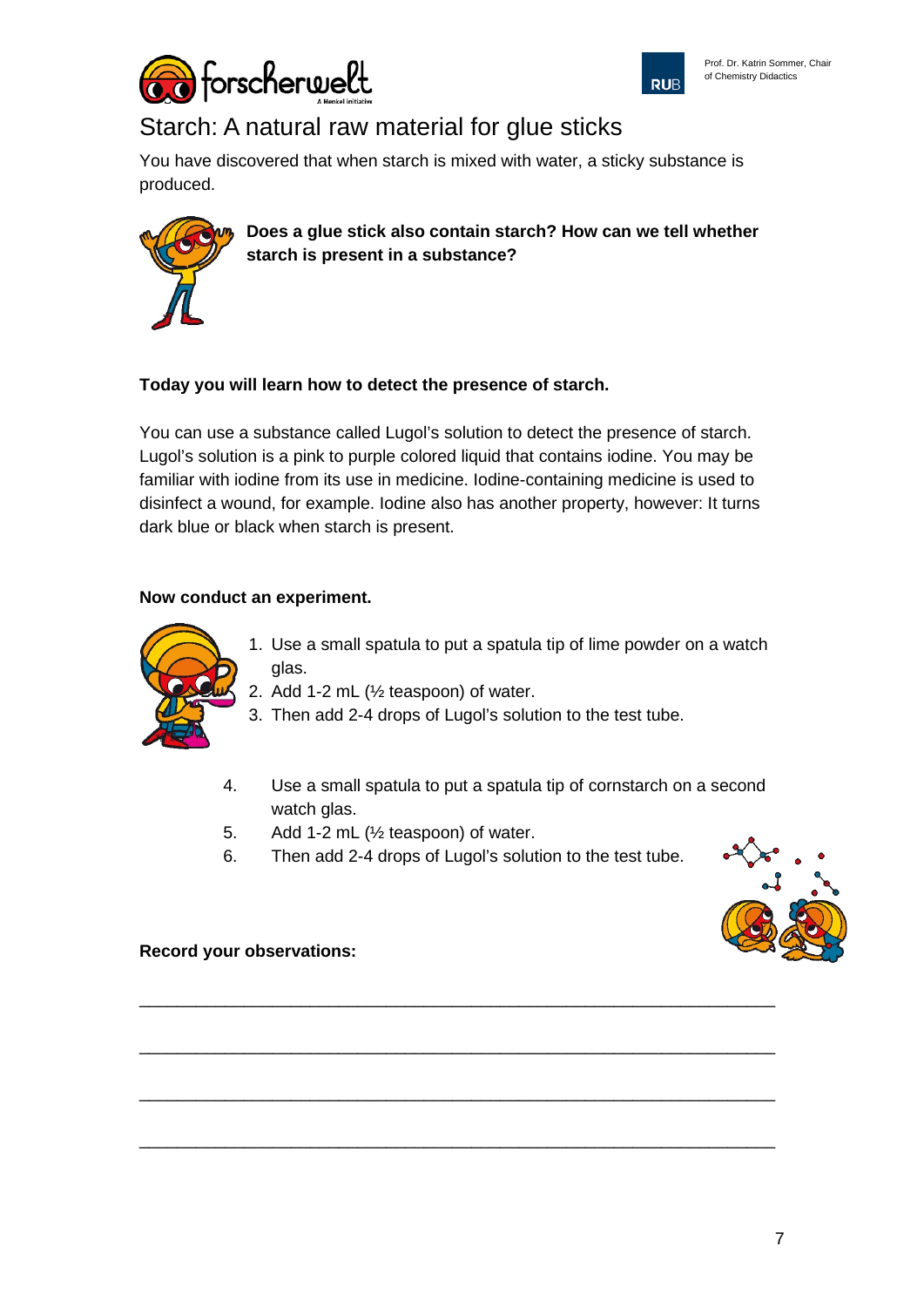# Starch: A natural raw material for glue sticks

You have discovered that when starch is mixed with water, a sticky substance is produced.

**Does a glue stick also contain starch? How can we tell whether starch is present in a substance?**

**Today you will learn how to detect the presence of starch.**

You can use a substance called Lugol's solution to detect the presence of starch. Lugol's solution is a pink to purple colored liquid that contains iodine. You may be familiar with iodine from its use in medicine. Iodine-containing medicine is used to disinfect a wound, for example. Iodine also has another property, however: It turns dark blue or black when starch is present.

**Now conduct an experiment.**

1. Use a small spatula to put a spatula tip of lime powder on a watch glas.
2. Add 1-2 mL (½ teaspoon) of water.
3. Then add 2-4 drops of Lugol's solution to the test tube.
4. Use a small spatula to put a spatula tip of cornstarch on a second watch glas.
5. Add 1-2 mL (½ teaspoon) of water.
6. Then add 2-4 drops of Lugol's solution to the test tube.

**Record your observations:**

\_\_\_\_\_\_\_\_\_\_\_\_\_\_\_\_\_\_\_\_\_\_\_\_\_\_\_\_\_\_\_\_\_\_\_\_\_\_\_\_\_\_\_\_\_\_\_\_\_\_\_\_\_\_\_\_\_\_\_\_\_\_\_\_

\_\_\_\_\_\_\_\_\_\_\_\_\_\_\_\_\_\_\_\_\_\_\_\_\_\_\_\_\_\_\_\_\_\_\_\_\_\_\_\_\_\_\_\_\_\_\_\_\_\_\_\_\_\_\_\_\_\_\_\_\_\_\_\_

\_\_\_\_\_\_\_\_\_\_\_\_\_\_\_\_\_\_\_\_\_\_\_\_\_\_\_\_\_\_\_\_\_\_\_\_\_\_\_\_\_\_\_\_\_\_\_\_\_\_\_\_\_\_\_\_\_\_\_\_\_\_\_\_

\_\_\_\_\_\_\_\_\_\_\_\_\_\_\_\_\_\_\_\_\_\_\_\_\_\_\_\_\_\_\_\_\_\_\_\_\_\_\_\_\_\_\_\_\_\_\_\_\_\_\_\_\_\_\_\_\_\_\_\_\_\_\_\_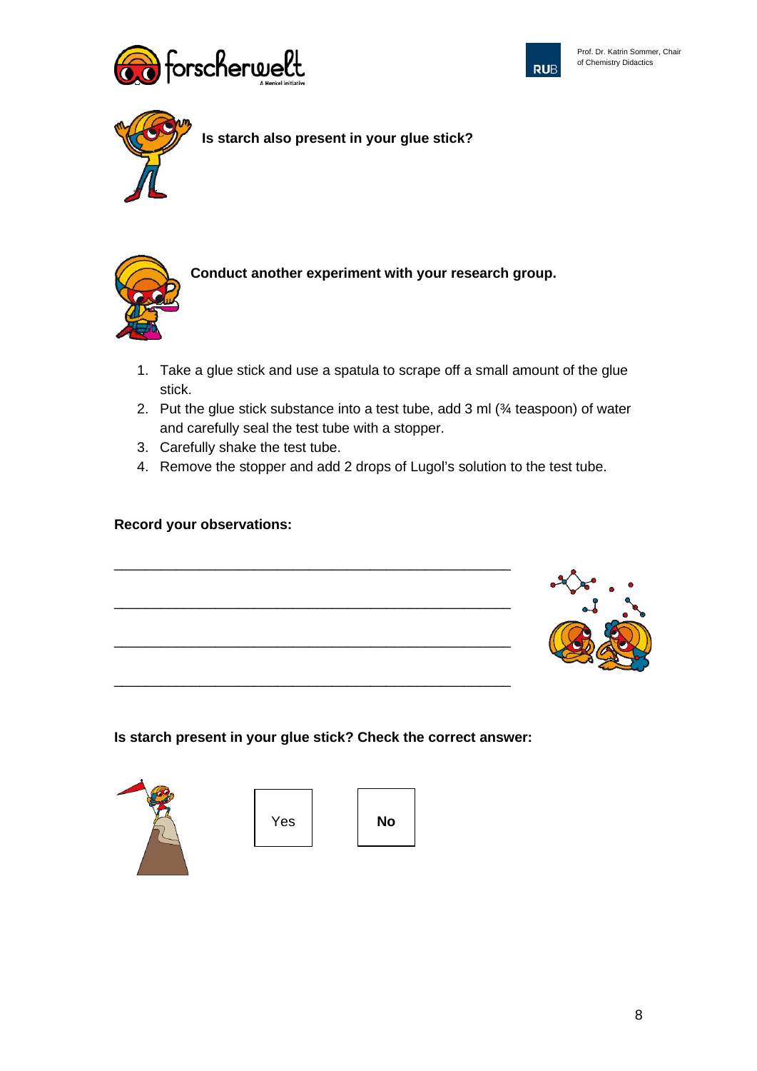**Is starch also present in your glue stick?**

**Conduct another experiment with your research group.**

1. Take a glue stick and use a spatula to scrape off a small amount of the glue stick.
2. Put the glue stick substance into a test tube, add 3 ml (¾ teaspoon) of water and carefully seal the test tube with a stopper.
3. Carefully shake the test tube.
4. Remove the stopper and add 2 drops of Lugol's solution to the test tube.

**Record your observations:**

______________________________________________

______________________________________________

______________________________________________

______________________________________________

**Is starch present in your glue stick? Check the correct answer:**

| Yes | **No** |
|---|---|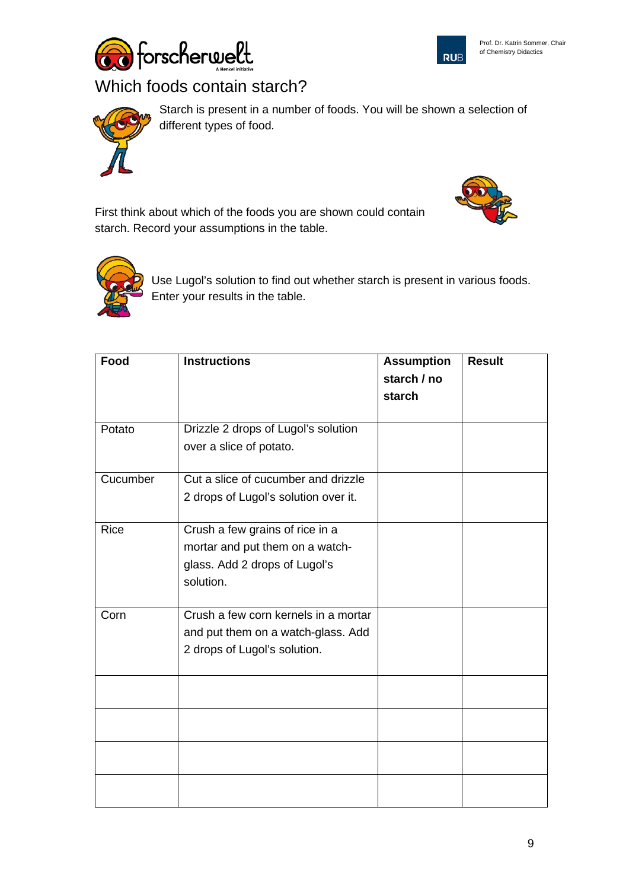# Which foods contain starch?

Starch is present in a number of foods. You will be shown a selection of different types of food.

First think about which of the foods you are shown could contain starch. Record your assumptions in the table.

Use Lugol's solution to find out whether starch is present in various foods. Enter your results in the table.

| Food | Instructions | Assumption starch / no starch | Result |
|---|---|---|---|
| Potato | Drizzle 2 drops of Lugol's solution over a slice of potato. | | |
| Cucumber | Cut a slice of cucumber and drizzle 2 drops of Lugol's solution over it. | | |
| Rice | Crush a few grains of rice in a mortar and put them on a watch-glass. Add 2 drops of Lugol's solution. | | |
| Corn | Crush a few corn kernels in a mortar and put them on a watch-glass. Add 2 drops of Lugol's solution. | | |
| | | | |
| | | | |
| | | | |
| | | | |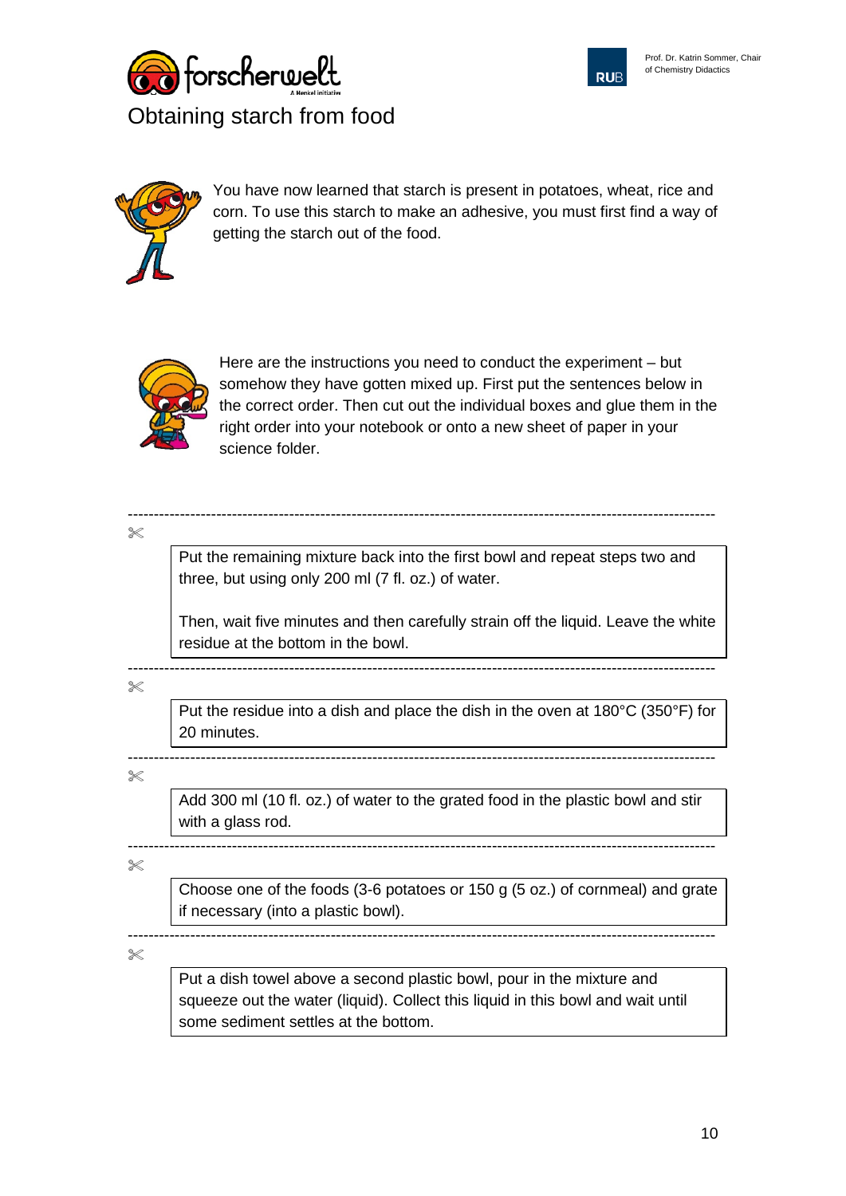# Obtaining starch from food

You have now learned that starch is present in potatoes, wheat, rice and corn. To use this starch to make an adhesive, you must first find a way of getting the starch out of the food.

Here are the instructions you need to conduct the experiment – but somehow they have gotten mixed up. First put the sentences below in the correct order. Then cut out the individual boxes and glue them in the right order into your notebook or onto a new sheet of paper in your science folder.

---

✂

Put the remaining mixture back into the first bowl and repeat steps two and three, but using only 200 ml (7 fl. oz.) of water.

Then, wait five minutes and then carefully strain off the liquid. Leave the white residue at the bottom in the bowl.

---

✂

Put the residue into a dish and place the dish in the oven at 180°C (350°F) for 20 minutes.

---

✂

Add 300 ml (10 fl. oz.) of water to the grated food in the plastic bowl and stir with a glass rod.

---

✂

Choose one of the foods (3-6 potatoes or 150 g (5 oz.) of cornmeal) and grate if necessary (into a plastic bowl).

---

✂

Put a dish towel above a second plastic bowl, pour in the mixture and squeeze out the water (liquid). Collect this liquid in this bowl and wait until some sediment settles at the bottom.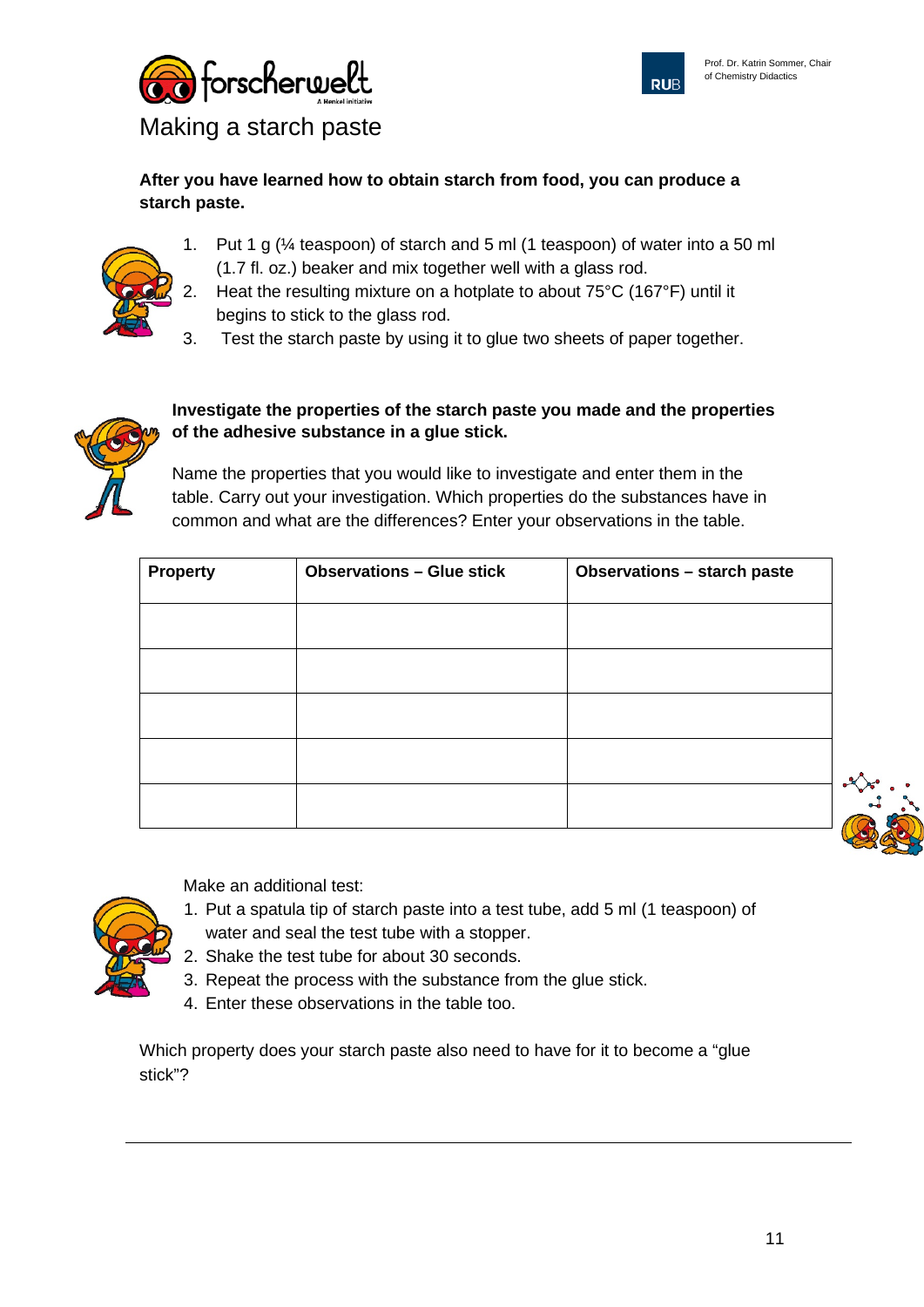# Making a starch paste

**After you have learned how to obtain starch from food, you can produce a starch paste.**

1. Put 1 g (¼ teaspoon) of starch and 5 ml (1 teaspoon) of water into a 50 ml (1.7 fl. oz.) beaker and mix together well with a glass rod.
2. Heat the resulting mixture on a hotplate to about 75°C (167°F) until it begins to stick to the glass rod.
3. Test the starch paste by using it to glue two sheets of paper together.

**Investigate the properties of the starch paste you made and the properties of the adhesive substance in a glue stick.**

Name the properties that you would like to investigate and enter them in the table. Carry out your investigation. Which properties do the substances have in common and what are the differences? Enter your observations in the table.

| Property | Observations – Glue stick | Observations – starch paste |
|---|---|---|
| | | |
| | | |
| | | |
| | | |
| | | |

Make an additional test:

1. Put a spatula tip of starch paste into a test tube, add 5 ml (1 teaspoon) of water and seal the test tube with a stopper.
2. Shake the test tube for about 30 seconds.
3. Repeat the process with the substance from the glue stick.
4. Enter these observations in the table too.

Which property does your starch paste also need to have for it to become a "glue stick"?

_______________________________________________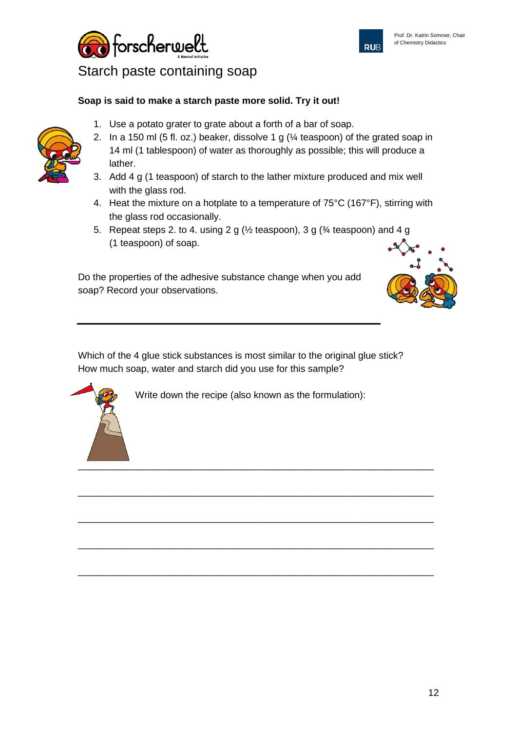# Starch paste containing soap

**Soap is said to make a starch paste more solid. Try it out!**

1. Use a potato grater to grate about a forth of a bar of soap.
2. In a 150 ml (5 fl. oz.) beaker, dissolve 1 g (¼ teaspoon) of the grated soap in 14 ml (1 tablespoon) of water as thoroughly as possible; this will produce a lather.
3. Add 4 g (1 teaspoon) of starch to the lather mixture produced and mix well with the glass rod.
4. Heat the mixture on a hotplate to a temperature of 75°C (167°F), stirring with the glass rod occasionally.
5. Repeat steps 2. to 4. using 2 g (½ teaspoon), 3 g (¾ teaspoon) and 4 g (1 teaspoon) of soap.

Do the properties of the adhesive substance change when you add soap? Record your observations.

---

Which of the 4 glue stick substances is most similar to the original glue stick? How much soap, water and starch did you use for this sample?

Write down the recipe (also known as the formulation):

_______________________________________________________________

_______________________________________________________________

_______________________________________________________________

_______________________________________________________________

_______________________________________________________________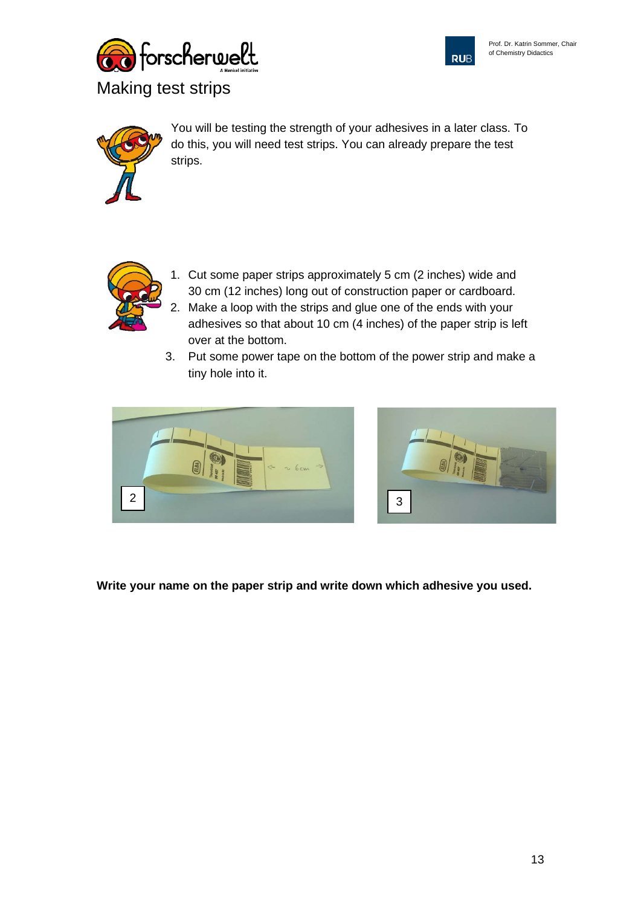# Making test strips

You will be testing the strength of your adhesives in a later class. To do this, you will need test strips. You can already prepare the test strips.

1. Cut some paper strips approximately 5 cm (2 inches) wide and 30 cm (12 inches) long out of construction paper or cardboard.
2. Make a loop with the strips and glue one of the ends with your adhesives so that about 10 cm (4 inches) of the paper strip is left over at the bottom.
3. Put some power tape on the bottom of the power strip and make a tiny hole into it.

**Write your name on the paper strip and write down which adhesive you used.**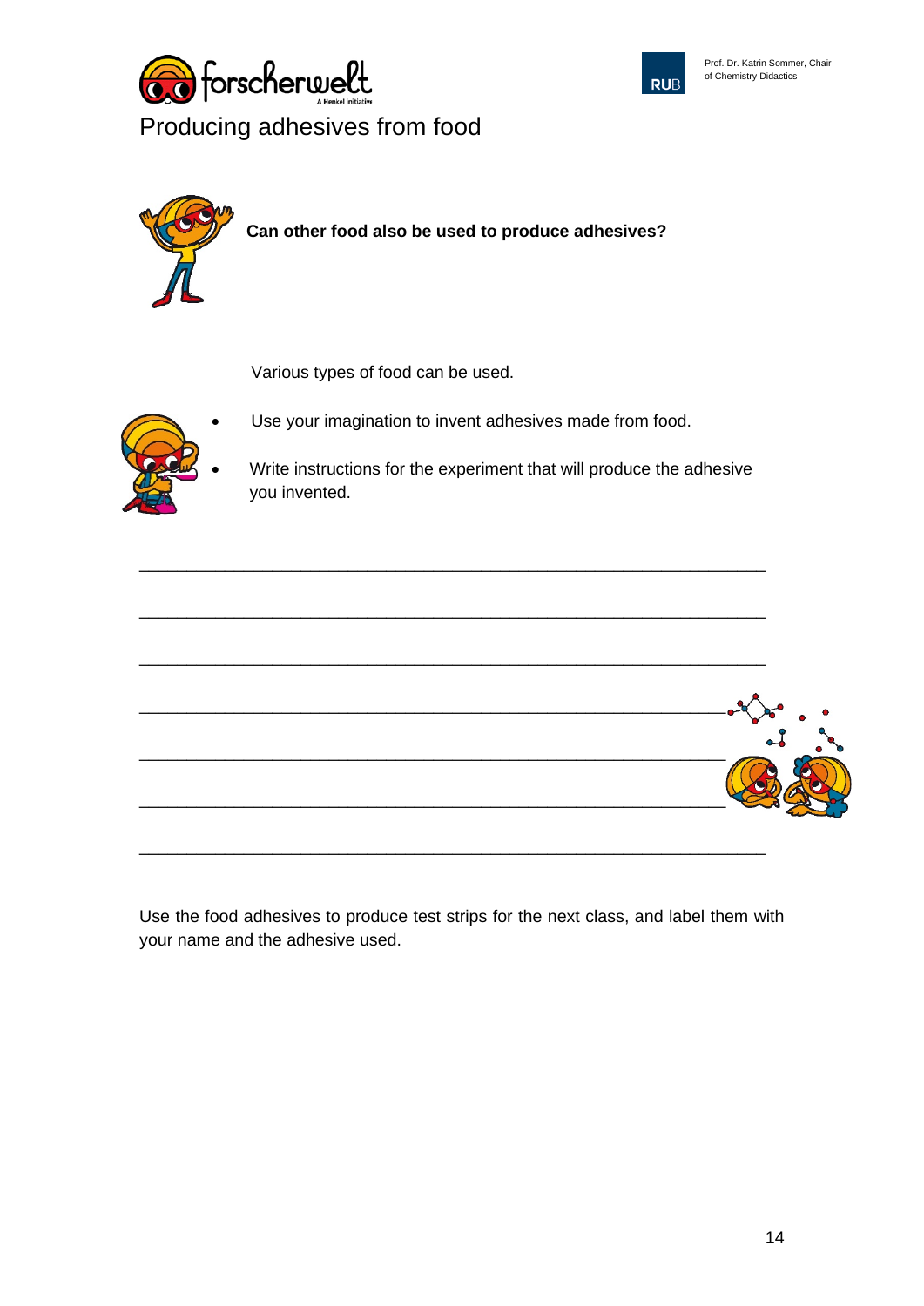# Producing adhesives from food

**Can other food also be used to produce adhesives?**

Various types of food can be used.

- Use your imagination to invent adhesives made from food.
- Write instructions for the experiment that will produce the adhesive you invented.

\_\_\_\_\_\_\_\_\_\_\_\_\_\_\_\_\_\_\_\_\_\_\_\_\_\_\_\_\_\_\_\_\_\_\_\_\_\_\_\_\_\_\_\_\_\_\_\_\_\_\_\_\_\_\_\_\_\_\_\_\_\_\_\_

\_\_\_\_\_\_\_\_\_\_\_\_\_\_\_\_\_\_\_\_\_\_\_\_\_\_\_\_\_\_\_\_\_\_\_\_\_\_\_\_\_\_\_\_\_\_\_\_\_\_\_\_\_\_\_\_\_\_\_\_\_\_\_\_

\_\_\_\_\_\_\_\_\_\_\_\_\_\_\_\_\_\_\_\_\_\_\_\_\_\_\_\_\_\_\_\_\_\_\_\_\_\_\_\_\_\_\_\_\_\_\_\_\_\_\_\_\_\_\_\_\_\_\_\_\_\_\_\_

\_\_\_\_\_\_\_\_\_\_\_\_\_\_\_\_\_\_\_\_\_\_\_\_\_\_\_\_\_\_\_\_\_\_\_\_\_\_\_\_\_\_\_\_\_\_\_\_\_\_\_\_\_\_\_\_\_\_\_\_\_\_\_\_

\_\_\_\_\_\_\_\_\_\_\_\_\_\_\_\_\_\_\_\_\_\_\_\_\_\_\_\_\_\_\_\_\_\_\_\_\_\_\_\_\_\_\_\_\_\_\_\_\_\_\_\_\_\_\_\_\_\_\_\_\_\_\_\_

\_\_\_\_\_\_\_\_\_\_\_\_\_\_\_\_\_\_\_\_\_\_\_\_\_\_\_\_\_\_\_\_\_\_\_\_\_\_\_\_\_\_\_\_\_\_\_\_\_\_\_\_\_\_\_\_\_\_\_\_\_\_\_\_

\_\_\_\_\_\_\_\_\_\_\_\_\_\_\_\_\_\_\_\_\_\_\_\_\_\_\_\_\_\_\_\_\_\_\_\_\_\_\_\_\_\_\_\_\_\_\_\_\_\_\_\_\_\_\_\_\_\_\_\_\_\_\_\_

Use the food adhesives to produce test strips for the next class, and label them with your name and the adhesive used.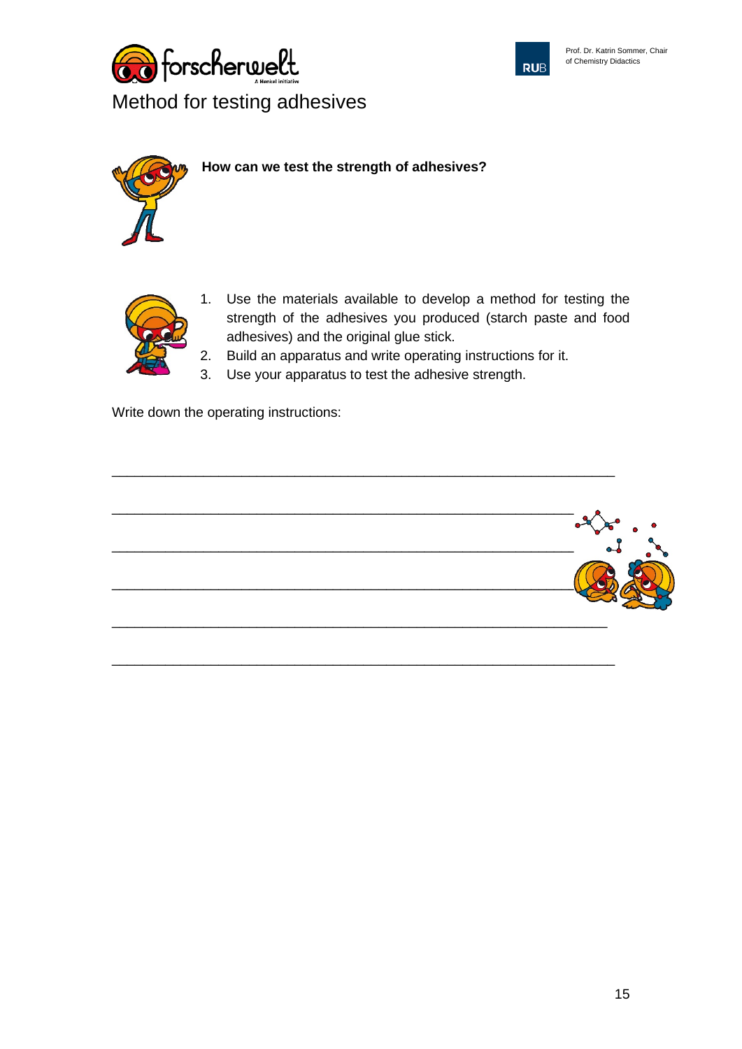# Method for testing adhesives

**How can we test the strength of adhesives?**

1. Use the materials available to develop a method for testing the strength of the adhesives you produced (starch paste and food adhesives) and the original glue stick.
2. Build an apparatus and write operating instructions for it.
3. Use your apparatus to test the adhesive strength.

Write down the operating instructions:

___________________________________________________________________

___________________________________________________________________

___________________________________________________________________

___________________________________________________________________

___________________________________________________________________

___________________________________________________________________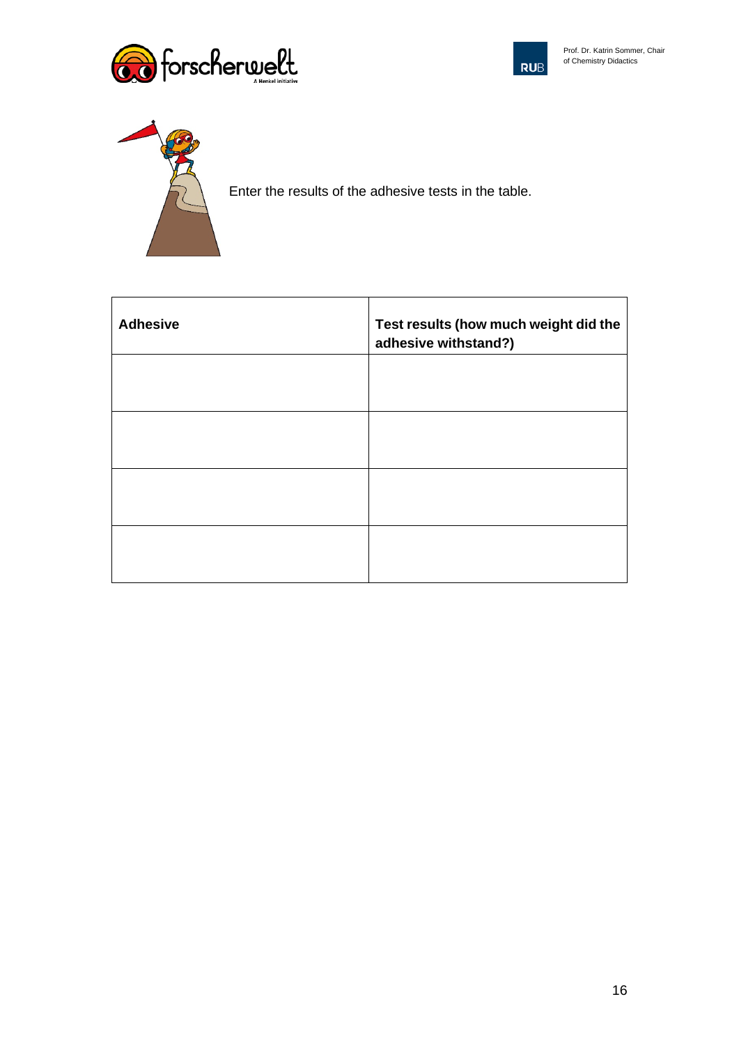Enter the results of the adhesive tests in the table.

| Adhesive | Test results (how much weight did the adhesive withstand?) |
|---|---|
| | |
| | |
| | |
| | |